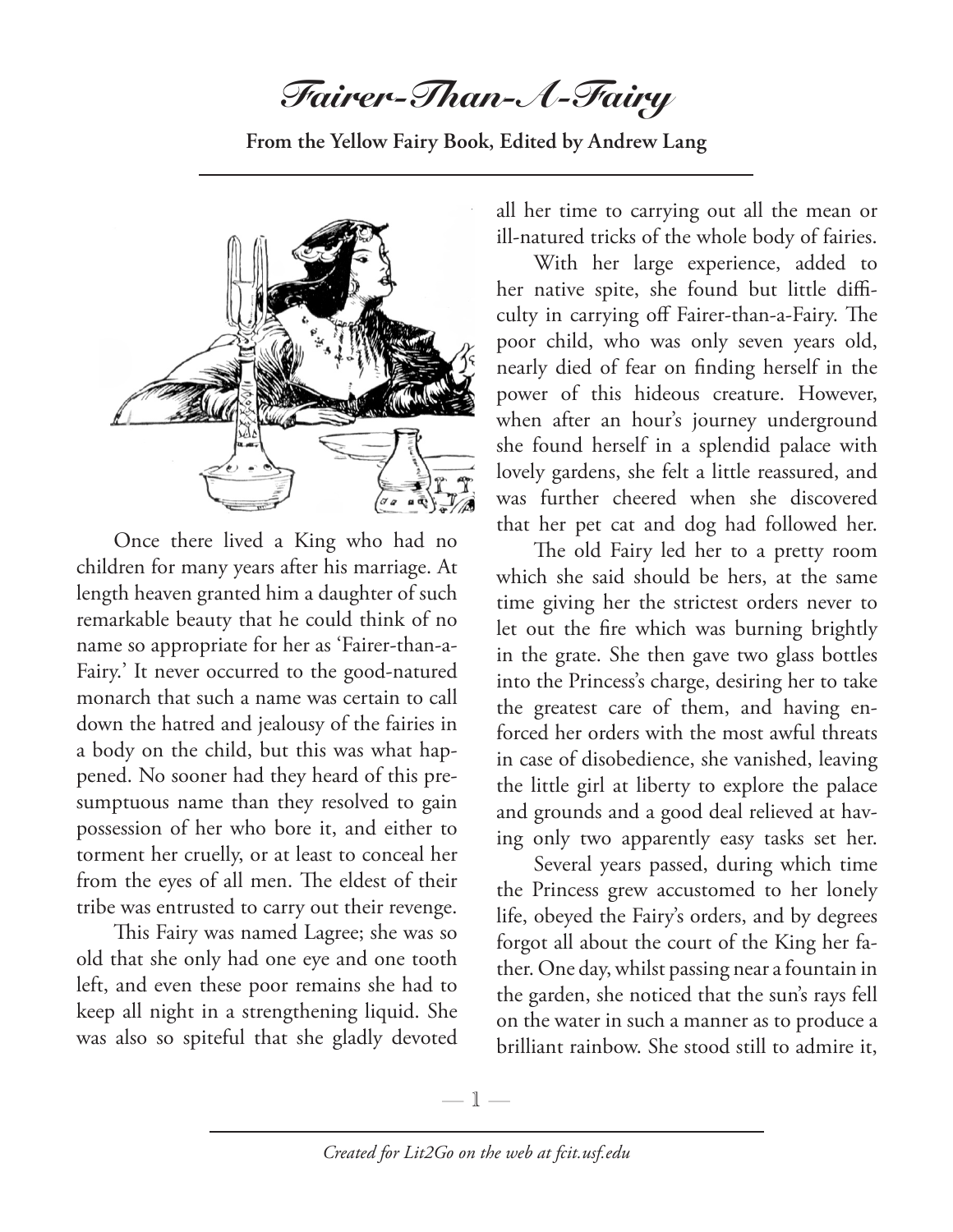# Fairer-Than-A-Fairy

**From the Yellow Fairy Book, Edited by Andrew Lang**

Once there lived a King who had no children for many years after his marriage. At length heaven granted him a daughter of such remarkable beauty that he could think of no name so appropriate for her as 'Fairer-than-a-Fairy.' It never occurred to the good-natured monarch that such a name was certain to call down the hatred and jealousy of the fairies in a body on the child, but this was what happened. No sooner had they heard of this presumptuous name than they resolved to gain possession of her who bore it, and either to torment her cruelly, or at least to conceal her from the eyes of all men. The eldest of their tribe was entrusted to carry out their revenge.

This Fairy was named Lagree; she was so old that she only had one eye and one tooth left, and even these poor remains she had to keep all night in a strengthening liquid. She was also so spiteful that she gladly devoted all her time to carrying out all the mean or ill-natured tricks of the whole body of fairies.

With her large experience, added to her native spite, she found but little difficulty in carrying off Fairer-than-a-Fairy. The poor child, who was only seven years old, nearly died of fear on finding herself in the power of this hideous creature. However, when after an hour's journey underground she found herself in a splendid palace with lovely gardens, she felt a little reassured, and was further cheered when she discovered that her pet cat and dog had followed her.

The old Fairy led her to a pretty room which she said should be hers, at the same time giving her the strictest orders never to let out the fire which was burning brightly in the grate. She then gave two glass bottles into the Princess's charge, desiring her to take the greatest care of them, and having enforced her orders with the most awful threats in case of disobedience, she vanished, leaving the little girl at liberty to explore the palace and grounds and a good deal relieved at having only two apparently easy tasks set her.

Several years passed, during which time the Princess grew accustomed to her lonely life, obeyed the Fairy's orders, and by degrees forgot all about the court of the King her father. One day, whilst passing near a fountain in the garden, she noticed that the sun's rays fell on the water in such a manner as to produce a brilliant rainbow. She stood still to admire it,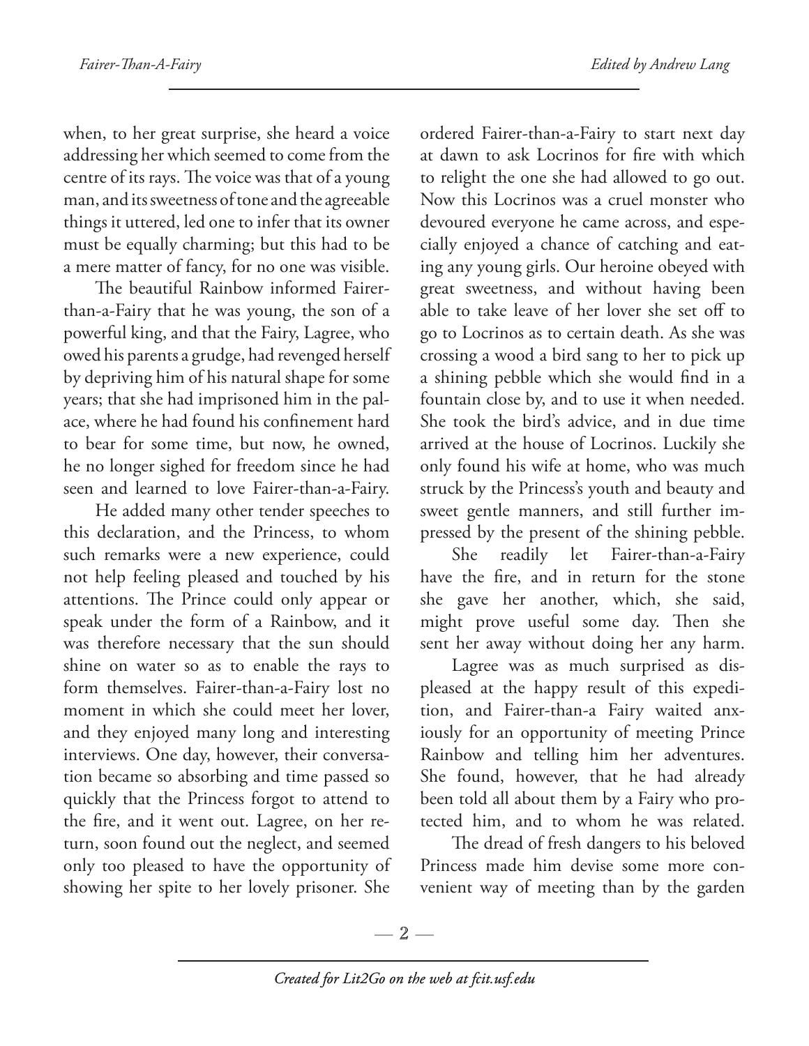when, to her great surprise, she heard a voice addressing her which seemed to come from the centre of its rays. The voice was that of a young man, and its sweetness of tone and the agreeable things it uttered, led one to infer that its owner must be equally charming; but this had to be a mere matter of fancy, for no one was visible.

The beautiful Rainbow informed Fairer-than-a-Fairy that he was young, the son of a powerful king, and that the Fairy, Lagree, who owed his parents a grudge, had revenged herself by depriving him of his natural shape for some years; that she had imprisoned him in the palace, where he had found his confinement hard to bear for some time, but now, he owned, he no longer sighed for freedom since he had seen and learned to love Fairer-than-a-Fairy.

He added many other tender speeches to this declaration, and the Princess, to whom such remarks were a new experience, could not help feeling pleased and touched by his attentions. The Prince could only appear or speak under the form of a Rainbow, and it was therefore necessary that the sun should shine on water so as to enable the rays to form themselves. Fairer-than-a-Fairy lost no moment in which she could meet her lover, and they enjoyed many long and interesting interviews. One day, however, their conversation became so absorbing and time passed so quickly that the Princess forgot to attend to the fire, and it went out. Lagree, on her return, soon found out the neglect, and seemed only too pleased to have the opportunity of showing her spite to her lovely prisoner. She ordered Fairer-than-a-Fairy to start next day at dawn to ask Locrinos for fire with which to relight the one she had allowed to go out. Now this Locrinos was a cruel monster who devoured everyone he came across, and especially enjoyed a chance of catching and eating any young girls. Our heroine obeyed with great sweetness, and without having been able to take leave of her lover she set off to go to Locrinos as to certain death. As she was crossing a wood a bird sang to her to pick up a shining pebble which she would find in a fountain close by, and to use it when needed. She took the bird's advice, and in due time arrived at the house of Locrinos. Luckily she only found his wife at home, who was much struck by the Princess's youth and beauty and sweet gentle manners, and still further impressed by the present of the shining pebble.

She readily let Fairer-than-a-Fairy have the fire, and in return for the stone she gave her another, which, she said, might prove useful some day. Then she sent her away without doing her any harm.

Lagree was as much surprised as displeased at the happy result of this expedition, and Fairer-than-a Fairy waited anxiously for an opportunity of meeting Prince Rainbow and telling him her adventures. She found, however, that he had already been told all about them by a Fairy who protected him, and to whom he was related.

The dread of fresh dangers to his beloved Princess made him devise some more convenient way of meeting than by the garden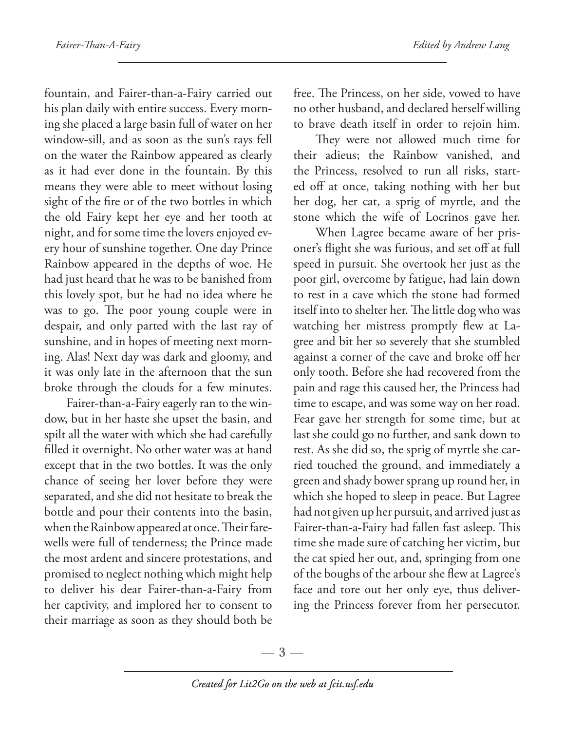fountain, and Fairer-than-a-Fairy carried out his plan daily with entire success. Every morning she placed a large basin full of water on her window-sill, and as soon as the sun's rays fell on the water the Rainbow appeared as clearly as it had ever done in the fountain. By this means they were able to meet without losing sight of the fire or of the two bottles in which the old Fairy kept her eye and her tooth at night, and for some time the lovers enjoyed every hour of sunshine together. One day Prince Rainbow appeared in the depths of woe. He had just heard that he was to be banished from this lovely spot, but he had no idea where he was to go. The poor young couple were in despair, and only parted with the last ray of sunshine, and in hopes of meeting next morning. Alas! Next day was dark and gloomy, and it was only late in the afternoon that the sun broke through the clouds for a few minutes.

Fairer-than-a-Fairy eagerly ran to the window, but in her haste she upset the basin, and spilt all the water with which she had carefully filled it overnight. No other water was at hand except that in the two bottles. It was the only chance of seeing her lover before they were separated, and she did not hesitate to break the bottle and pour their contents into the basin, when the Rainbow appeared at once. Their farewells were full of tenderness; the Prince made the most ardent and sincere protestations, and promised to neglect nothing which might help to deliver his dear Fairer-than-a-Fairy from her captivity, and implored her to consent to their marriage as soon as they should both be free. The Princess, on her side, vowed to have no other husband, and declared herself willing to brave death itself in order to rejoin him.

They were not allowed much time for their adieus; the Rainbow vanished, and the Princess, resolved to run all risks, started off at once, taking nothing with her but her dog, her cat, a sprig of myrtle, and the stone which the wife of Locrinos gave her.

When Lagree became aware of her prisoner's flight she was furious, and set off at full speed in pursuit. She overtook her just as the poor girl, overcome by fatigue, had lain down to rest in a cave which the stone had formed itself into to shelter her. The little dog who was watching her mistress promptly flew at Lagree and bit her so severely that she stumbled against a corner of the cave and broke off her only tooth. Before she had recovered from the pain and rage this caused her, the Princess had time to escape, and was some way on her road. Fear gave her strength for some time, but at last she could go no further, and sank down to rest. As she did so, the sprig of myrtle she carried touched the ground, and immediately a green and shady bower sprang up round her, in which she hoped to sleep in peace. But Lagree had not given up her pursuit, and arrived just as Fairer-than-a-Fairy had fallen fast asleep. This time she made sure of catching her victim, but the cat spied her out, and, springing from one of the boughs of the arbour she flew at Lagree's face and tore out her only eye, thus delivering the Princess forever from her persecutor.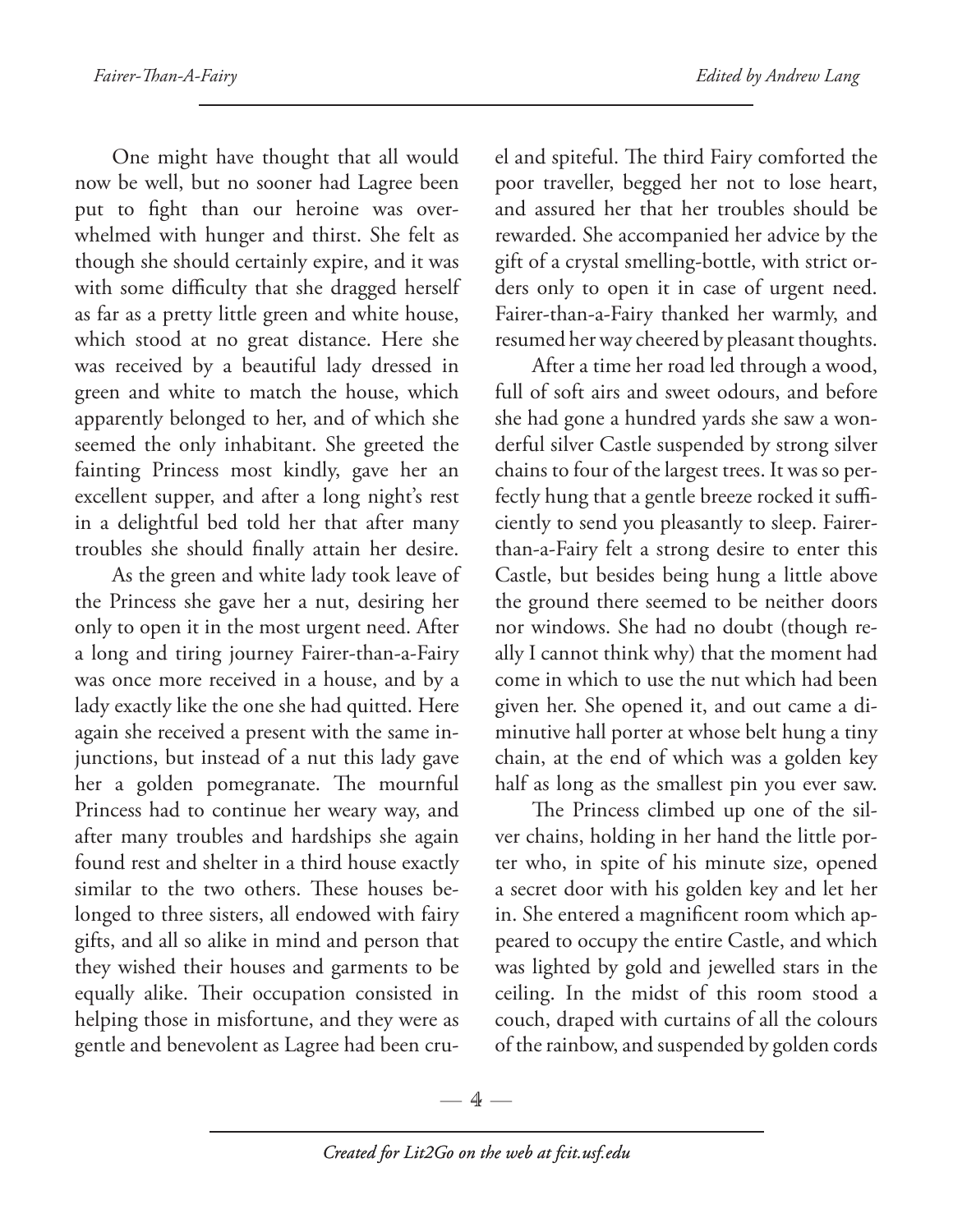One might have thought that all would now be well, but no sooner had Lagree been put to fight than our heroine was overwhelmed with hunger and thirst. She felt as though she should certainly expire, and it was with some difficulty that she dragged herself as far as a pretty little green and white house, which stood at no great distance. Here she was received by a beautiful lady dressed in green and white to match the house, which apparently belonged to her, and of which she seemed the only inhabitant. She greeted the fainting Princess most kindly, gave her an excellent supper, and after a long night's rest in a delightful bed told her that after many troubles she should finally attain her desire.

As the green and white lady took leave of the Princess she gave her a nut, desiring her only to open it in the most urgent need. After a long and tiring journey Fairer-than-a-Fairy was once more received in a house, and by a lady exactly like the one she had quitted. Here again she received a present with the same injunctions, but instead of a nut this lady gave her a golden pomegranate. The mournful Princess had to continue her weary way, and after many troubles and hardships she again found rest and shelter in a third house exactly similar to the two others. These houses belonged to three sisters, all endowed with fairy gifts, and all so alike in mind and person that they wished their houses and garments to be equally alike. Their occupation consisted in helping those in misfortune, and they were as gentle and benevolent as Lagree had been cruel and spiteful. The third Fairy comforted the poor traveller, begged her not to lose heart, and assured her that her troubles should be rewarded. She accompanied her advice by the gift of a crystal smelling-bottle, with strict orders only to open it in case of urgent need. Fairer-than-a-Fairy thanked her warmly, and resumed her way cheered by pleasant thoughts.

After a time her road led through a wood, full of soft airs and sweet odours, and before she had gone a hundred yards she saw a wonderful silver Castle suspended by strong silver chains to four of the largest trees. It was so perfectly hung that a gentle breeze rocked it sufficiently to send you pleasantly to sleep. Fairer-than-a-Fairy felt a strong desire to enter this Castle, but besides being hung a little above the ground there seemed to be neither doors nor windows. She had no doubt (though really I cannot think why) that the moment had come in which to use the nut which had been given her. She opened it, and out came a diminutive hall porter at whose belt hung a tiny chain, at the end of which was a golden key half as long as the smallest pin you ever saw.

The Princess climbed up one of the silver chains, holding in her hand the little porter who, in spite of his minute size, opened a secret door with his golden key and let her in. She entered a magnificent room which appeared to occupy the entire Castle, and which was lighted by gold and jewelled stars in the ceiling. In the midst of this room stood a couch, draped with curtains of all the colours of the rainbow, and suspended by golden cords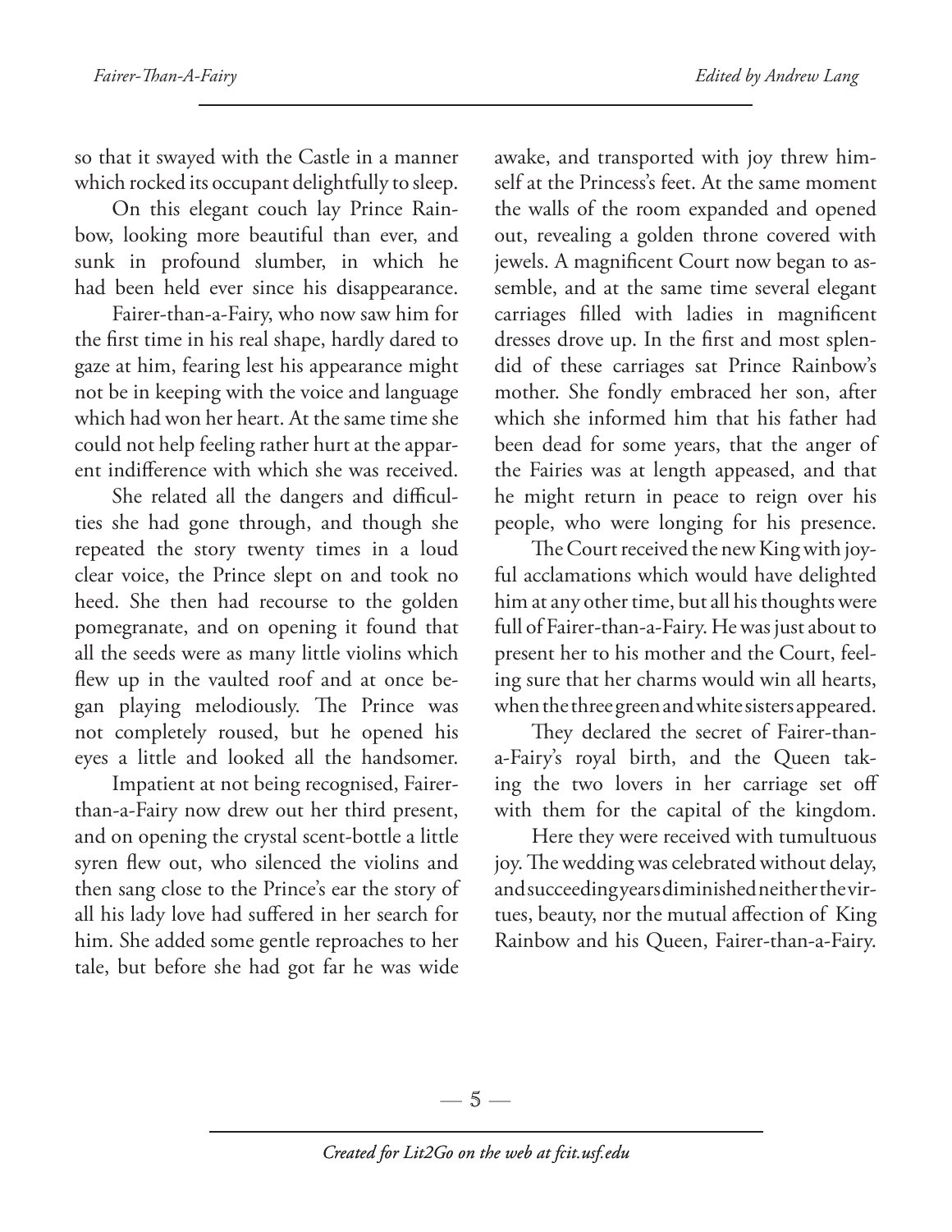so that it swayed with the Castle in a manner which rocked its occupant delightfully to sleep.

On this elegant couch lay Prince Rainbow, looking more beautiful than ever, and sunk in profound slumber, in which he had been held ever since his disappearance.

Fairer-than-a-Fairy, who now saw him for the first time in his real shape, hardly dared to gaze at him, fearing lest his appearance might not be in keeping with the voice and language which had won her heart. At the same time she could not help feeling rather hurt at the apparent indifference with which she was received.

She related all the dangers and difficulties she had gone through, and though she repeated the story twenty times in a loud clear voice, the Prince slept on and took no heed. She then had recourse to the golden pomegranate, and on opening it found that all the seeds were as many little violins which flew up in the vaulted roof and at once began playing melodiously. The Prince was not completely roused, but he opened his eyes a little and looked all the handsomer.

Impatient at not being recognised, Fairer-than-a-Fairy now drew out her third present, and on opening the crystal scent-bottle a little syren flew out, who silenced the violins and then sang close to the Prince's ear the story of all his lady love had suffered in her search for him. She added some gentle reproaches to her tale, but before she had got far he was wide awake, and transported with joy threw himself at the Princess's feet. At the same moment the walls of the room expanded and opened out, revealing a golden throne covered with jewels. A magnificent Court now began to assemble, and at the same time several elegant carriages filled with ladies in magnificent dresses drove up. In the first and most splendid of these carriages sat Prince Rainbow's mother. She fondly embraced her son, after which she informed him that his father had been dead for some years, that the anger of the Fairies was at length appeased, and that he might return in peace to reign over his people, who were longing for his presence.

The Court received the new King with joyful acclamations which would have delighted him at any other time, but all his thoughts were full of Fairer-than-a-Fairy. He was just about to present her to his mother and the Court, feeling sure that her charms would win all hearts, when the three green and white sisters appeared.

They declared the secret of Fairer-than-a-Fairy's royal birth, and the Queen taking the two lovers in her carriage set off with them for the capital of the kingdom.

Here they were received with tumultuous joy. The wedding was celebrated without delay, and succeeding years diminished neither the virtues, beauty, nor the mutual affection of King Rainbow and his Queen, Fairer-than-a-Fairy.